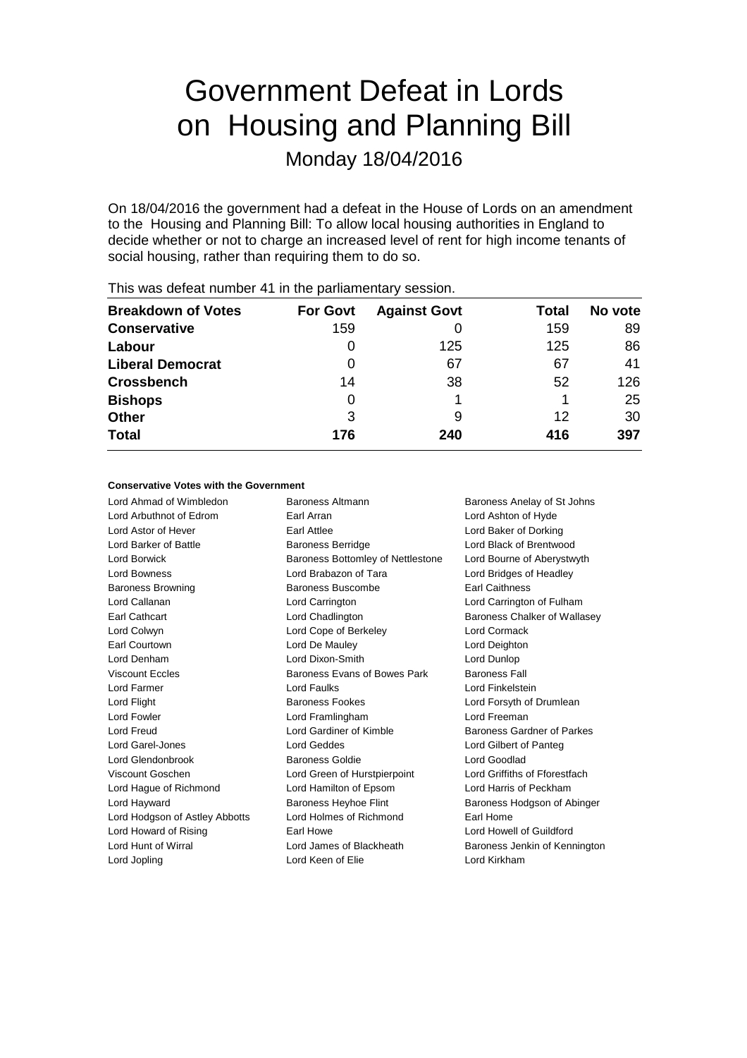# Government Defeat in Lords on Housing and Planning Bill

Monday 18/04/2016

On 18/04/2016 the government had a defeat in the House of Lords on an amendment to the Housing and Planning Bill: To allow local housing authorities in England to decide whether or not to charge an increased level of rent for high income tenants of social housing, rather than requiring them to do so.

This was defeat number 41 in the parliamentary session.

| Breakdown of Votes | For Govt | Against Govt | Total | No vote |
|---|---|---|---|---|
| **Conservative** | 159 | 0 | 159 | 89 |
| **Labour** | 0 | 125 | 125 | 86 |
| **Liberal Democrat** | 0 | 67 | 67 | 41 |
| **Crossbench** | 14 | 38 | 52 | 126 |
| **Bishops** | 0 | 1 | 1 | 25 |
| **Other** | 3 | 9 | 12 | 30 |
| **Total** | 176 | 240 | 416 | 397 |

**Conservative Votes with the Government**

Lord Ahmad of Wimbledon
Baroness Altmann
Baroness Anelay of St Johns
Lord Arbuthnot of Edrom
Earl Arran
Lord Ashton of Hyde
Lord Astor of Hever
Earl Attlee
Lord Baker of Dorking
Lord Barker of Battle
Baroness Berridge
Lord Black of Brentwood
Lord Borwick
Baroness Bottomley of Nettlestone
Lord Bourne of Aberystwyth
Lord Bowness
Lord Brabazon of Tara
Lord Bridges of Headley
Baroness Browning
Baroness Buscombe
Earl Caithness
Lord Callanan
Lord Carrington
Lord Carrington of Fulham
Earl Cathcart
Lord Chadlington
Baroness Chalker of Wallasey
Lord Colwyn
Lord Cope of Berkeley
Lord Cormack
Earl Courtown
Lord De Mauley
Lord Deighton
Lord Denham
Lord Dixon-Smith
Lord Dunlop
Viscount Eccles
Baroness Evans of Bowes Park
Baroness Fall
Lord Farmer
Lord Faulks
Lord Finkelstein
Lord Flight
Baroness Fookes
Lord Forsyth of Drumlean
Lord Fowler
Lord Framlingham
Lord Freeman
Lord Freud
Lord Gardiner of Kimble
Baroness Gardner of Parkes
Lord Garel-Jones
Lord Geddes
Lord Gilbert of Panteg
Lord Glendonbrook
Baroness Goldie
Lord Goodlad
Viscount Goschen
Lord Green of Hurstpierpoint
Lord Griffiths of Fforestfach
Lord Hague of Richmond
Lord Hamilton of Epsom
Lord Harris of Peckham
Lord Hayward
Baroness Heyhoe Flint
Baroness Hodgson of Abinger
Lord Hodgson of Astley Abbotts
Lord Holmes of Richmond
Earl Home
Lord Howard of Rising
Earl Howe
Lord Howell of Guildford
Lord Hunt of Wirral
Lord James of Blackheath
Baroness Jenkin of Kennington
Lord Jopling
Lord Keen of Elie
Lord Kirkham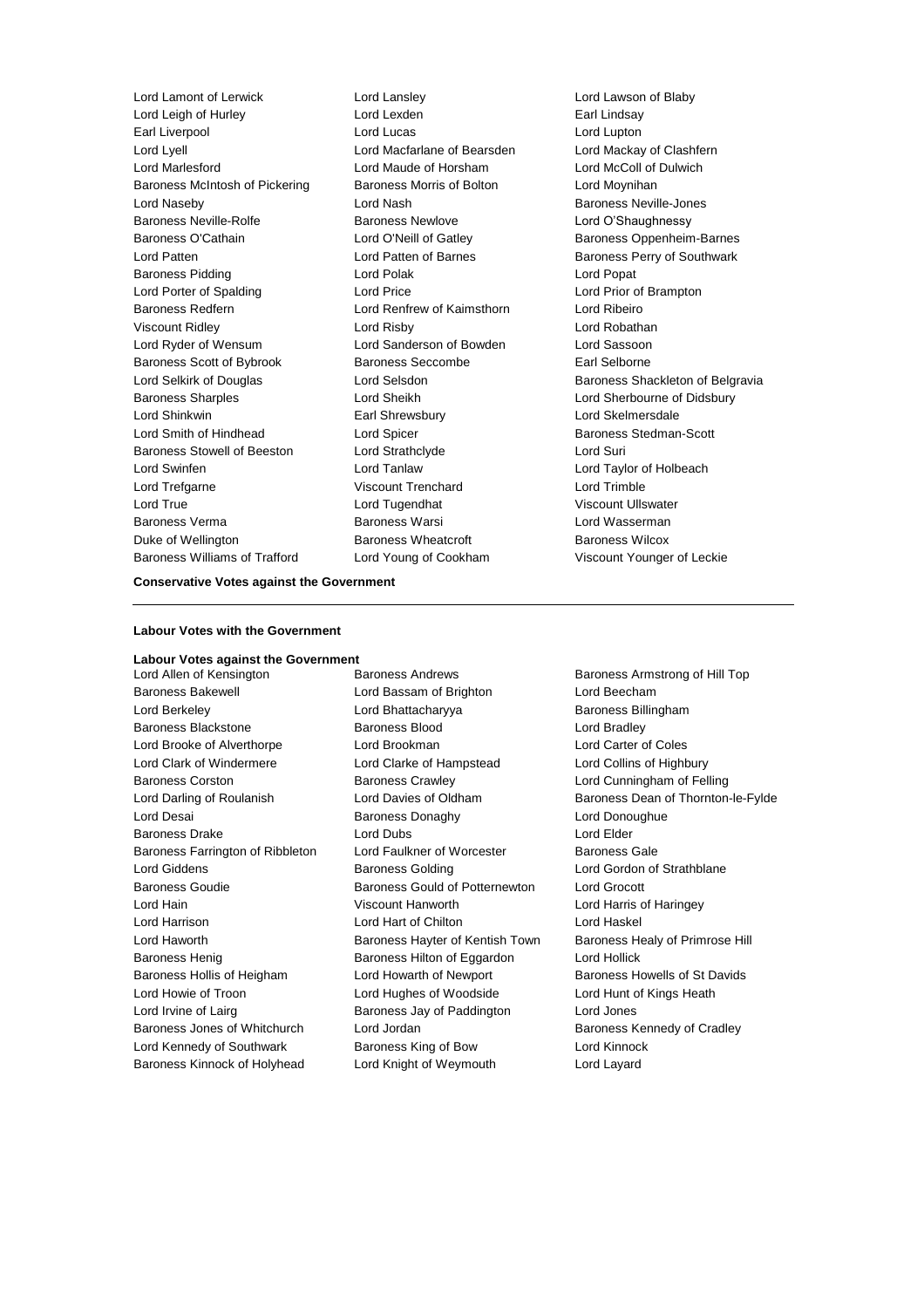Lord Lamont of Lerwick
Lord Lansley
Lord Lawson of Blaby
Lord Leigh of Hurley
Lord Lexden
Earl Lindsay
Earl Liverpool
Lord Lucas
Lord Lupton
Lord Lyell
Lord Macfarlane of Bearsden
Lord Mackay of Clashfern
Lord Marlesford
Lord Maude of Horsham
Lord McColl of Dulwich
Baroness McIntosh of Pickering
Baroness Morris of Bolton
Lord Moynihan
Lord Naseby
Lord Nash
Baroness Neville-Jones
Baroness Neville-Rolfe
Baroness Newlove
Lord O'Shaughnessy
Baroness O'Cathain
Lord O'Neill of Gatley
Baroness Oppenheim-Barnes
Lord Patten
Lord Patten of Barnes
Baroness Perry of Southwark
Baroness Pidding
Lord Polak
Lord Popat
Lord Porter of Spalding
Lord Price
Lord Prior of Brampton
Baroness Redfern
Lord Renfrew of Kaimsthorn
Lord Ribeiro
Viscount Ridley
Lord Risby
Lord Robathan
Lord Ryder of Wensum
Lord Sanderson of Bowden
Lord Sassoon
Baroness Scott of Bybrook
Baroness Seccombe
Earl Selborne
Lord Selkirk of Douglas
Lord Selsdon
Baroness Shackleton of Belgravia
Baroness Sharples
Lord Sheikh
Lord Sherbourne of Didsbury
Lord Shinkwin
Earl Shrewsbury
Lord Skelmersdale
Lord Smith of Hindhead
Lord Spicer
Baroness Stedman-Scott
Baroness Stowell of Beeston
Lord Strathclyde
Lord Suri
Lord Swinfen
Lord Tanlaw
Lord Taylor of Holbeach
Lord Trefgarne
Viscount Trenchard
Lord Trimble
Lord True
Lord Tugendhat
Viscount Ullswater
Baroness Verma
Baroness Warsi
Lord Wasserman
Duke of Wellington
Baroness Wheatcroft
Baroness Wilcox
Baroness Williams of Trafford
Lord Young of Cookham
Viscount Younger of Leckie

**Conservative Votes against the Government**

---

**Labour Votes with the Government**

**Labour Votes against the Government**

Lord Allen of Kensington
Baroness Andrews
Baroness Armstrong of Hill Top
Baroness Bakewell
Lord Bassam of Brighton
Lord Beecham
Lord Berkeley
Lord Bhattacharyya
Baroness Billingham
Baroness Blackstone
Baroness Blood
Lord Bradley
Lord Brooke of Alverthorpe
Lord Brookman
Lord Carter of Coles
Lord Clark of Windermere
Lord Clarke of Hampstead
Lord Collins of Highbury
Baroness Corston
Baroness Crawley
Lord Cunningham of Felling
Lord Darling of Roulanish
Lord Davies of Oldham
Baroness Dean of Thornton-le-Fylde
Lord Desai
Baroness Donaghy
Lord Donoughue
Baroness Drake
Lord Dubs
Lord Elder
Baroness Farrington of Ribbleton
Lord Faulkner of Worcester
Baroness Gale
Lord Giddens
Baroness Golding
Lord Gordon of Strathblane
Baroness Goudie
Baroness Gould of Potternewton
Lord Grocott
Lord Hain
Viscount Hanworth
Lord Harris of Haringey
Lord Harrison
Lord Hart of Chilton
Lord Haskel
Lord Haworth
Baroness Hayter of Kentish Town
Baroness Healy of Primrose Hill
Baroness Henig
Baroness Hilton of Eggardon
Lord Hollick
Baroness Hollis of Heigham
Lord Howarth of Newport
Baroness Howells of St Davids
Lord Howie of Troon
Lord Hughes of Woodside
Lord Hunt of Kings Heath
Lord Irvine of Lairg
Baroness Jay of Paddington
Lord Jones
Baroness Jones of Whitchurch
Lord Jordan
Baroness Kennedy of Cradley
Lord Kennedy of Southwark
Baroness King of Bow
Lord Kinnock
Baroness Kinnock of Holyhead
Lord Knight of Weymouth
Lord Layard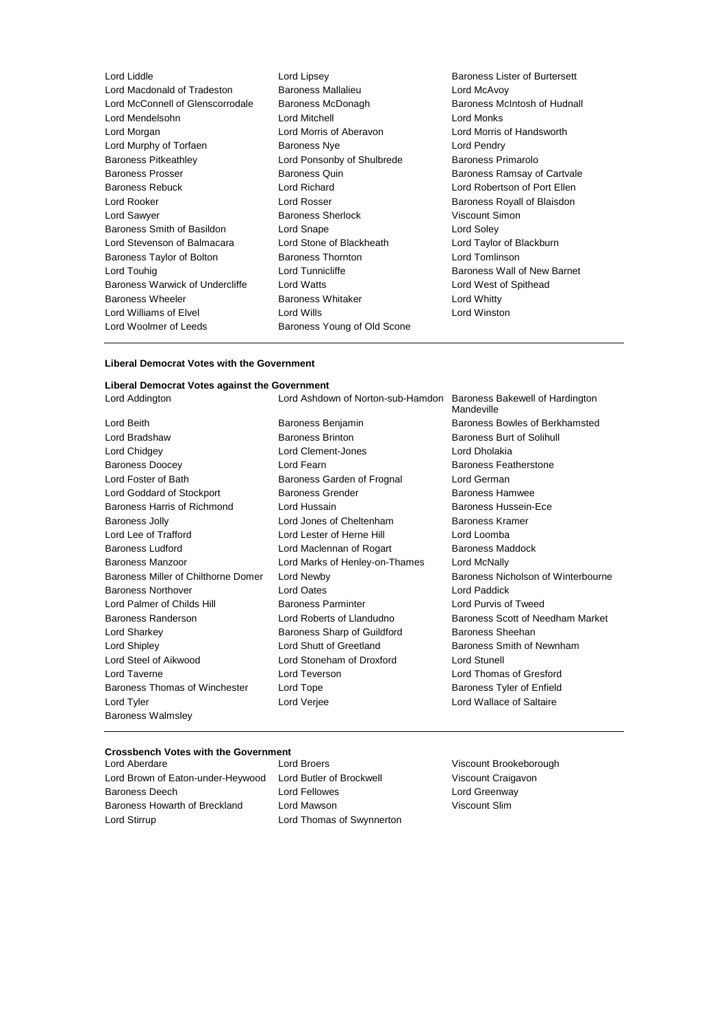Lord Liddle
Lord Lipsey
Baroness Lister of Burtersett
Lord Macdonald of Tradeston
Baroness Mallalieu
Lord McAvoy
Lord McConnell of Glenscorrodale
Baroness McDonagh
Baroness McIntosh of Hudnall
Lord Mendelsohn
Lord Mitchell
Lord Monks
Lord Morgan
Lord Morris of Aberavon
Lord Morris of Handsworth
Lord Murphy of Torfaen
Baroness Nye
Lord Pendry
Baroness Pitkeathley
Lord Ponsonby of Shulbrede
Baroness Primarolo
Baroness Prosser
Baroness Quin
Baroness Ramsay of Cartvale
Baroness Rebuck
Lord Richard
Lord Robertson of Port Ellen
Lord Rooker
Lord Rosser
Baroness Royall of Blaisdon
Lord Sawyer
Baroness Sherlock
Viscount Simon
Baroness Smith of Basildon
Lord Snape
Lord Soley
Lord Stevenson of Balmacara
Lord Stone of Blackheath
Lord Taylor of Blackburn
Baroness Taylor of Bolton
Baroness Thornton
Lord Tomlinson
Lord Touhig
Lord Tunnicliffe
Baroness Wall of New Barnet
Baroness Warwick of Undercliffe
Lord Watts
Lord West of Spithead
Baroness Wheeler
Baroness Whitaker
Lord Whitty
Lord Williams of Elvel
Lord Wills
Lord Winston
Lord Woolmer of Leeds
Baroness Young of Old Scone

---

**Liberal Democrat Votes with the Government**

**Liberal Democrat Votes against the Government**

Lord Addington
Lord Ashdown of Norton-sub-Hamdon
Baroness Bakewell of Hardington Mandeville
Lord Beith
Baroness Benjamin
Baroness Bowles of Berkhamsted
Lord Bradshaw
Baroness Brinton
Baroness Burt of Solihull
Lord Chidgey
Lord Clement-Jones
Lord Dholakia
Baroness Doocey
Lord Fearn
Baroness Featherstone
Lord Foster of Bath
Baroness Garden of Frognal
Lord German
Lord Goddard of Stockport
Baroness Grender
Baroness Hamwee
Baroness Harris of Richmond
Lord Hussain
Baroness Hussein-Ece
Baroness Jolly
Lord Jones of Cheltenham
Baroness Kramer
Lord Lee of Trafford
Lord Lester of Herne Hill
Lord Loomba
Baroness Ludford
Lord Maclennan of Rogart
Baroness Maddock
Baroness Manzoor
Lord Marks of Henley-on-Thames
Lord McNally
Baroness Miller of Chilthorne Domer
Lord Newby
Baroness Nicholson of Winterbourne
Baroness Northover
Lord Oates
Lord Paddick
Lord Palmer of Childs Hill
Baroness Parminter
Lord Purvis of Tweed
Baroness Randerson
Lord Roberts of Llandudno
Baroness Scott of Needham Market
Lord Sharkey
Baroness Sharp of Guildford
Baroness Sheehan
Lord Shipley
Lord Shutt of Greetland
Baroness Smith of Newnham
Lord Steel of Aikwood
Lord Stoneham of Droxford
Lord Stunell
Lord Taverne
Lord Teverson
Lord Thomas of Gresford
Baroness Thomas of Winchester
Lord Tope
Baroness Tyler of Enfield
Lord Tyler
Lord Verjee
Lord Wallace of Saltaire
Baroness Walmsley

---

**Crossbench Votes with the Government**

Lord Aberdare
Lord Broers
Viscount Brookeborough
Lord Brown of Eaton-under-Heywood
Lord Butler of Brockwell
Viscount Craigavon
Baroness Deech
Lord Fellowes
Lord Greenway
Baroness Howarth of Breckland
Lord Mawson
Viscount Slim
Lord Stirrup
Lord Thomas of Swynnerton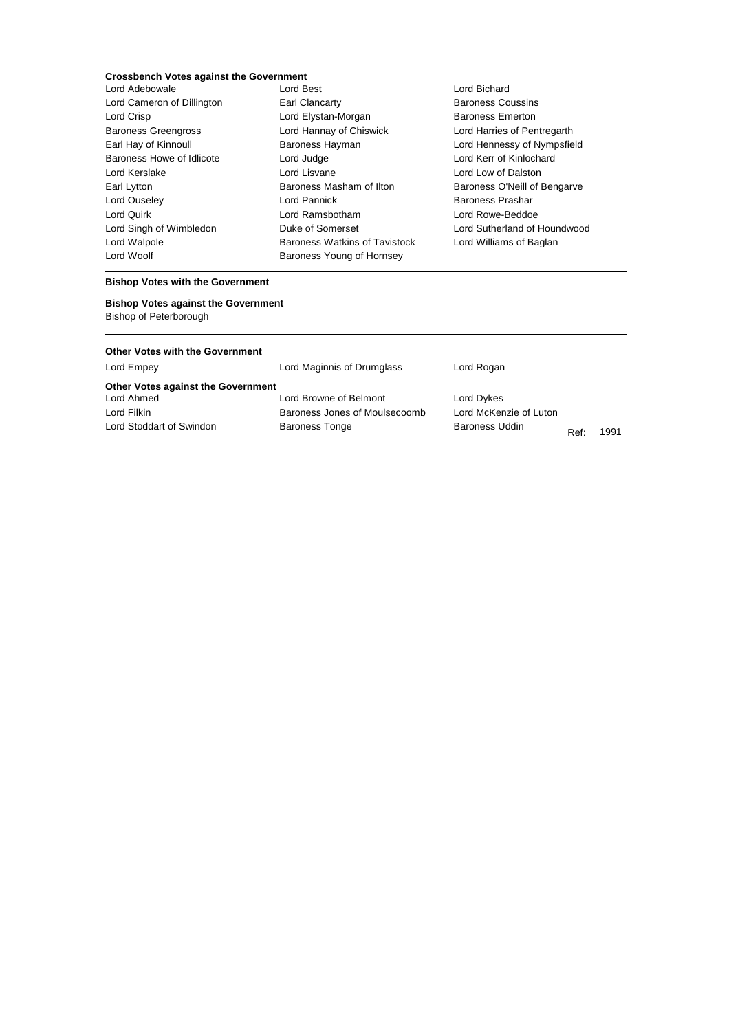**Crossbench Votes against the Government**

Lord Adebowale
Lord Best
Lord Bichard
Lord Cameron of Dillington
Earl Clancarty
Baroness Coussins
Lord Crisp
Lord Elystan-Morgan
Baroness Emerton
Baroness Greengross
Lord Hannay of Chiswick
Lord Harries of Pentregarth
Earl Hay of Kinnoull
Baroness Hayman
Lord Hennessy of Nympsfield
Baroness Howe of Idlicote
Lord Judge
Lord Kerr of Kinlochard
Lord Kerslake
Lord Lisvane
Lord Low of Dalston
Earl Lytton
Baroness Masham of Ilton
Baroness O'Neill of Bengarve
Lord Ouseley
Lord Pannick
Baroness Prashar
Lord Quirk
Lord Ramsbotham
Lord Rowe-Beddoe
Lord Singh of Wimbledon
Duke of Somerset
Lord Sutherland of Houndwood
Lord Walpole
Baroness Watkins of Tavistock
Lord Williams of Baglan
Lord Woolf
Baroness Young of Hornsey

**Bishop Votes with the Government**

**Bishop Votes against the Government**

Bishop of Peterborough

**Other Votes with the Government**

Lord Empey
Lord Maginnis of Drumglass
Lord Rogan

**Other Votes against the Government**

Lord Ahmed
Lord Browne of Belmont
Lord Dykes
Lord Filkin
Baroness Jones of Moulsecoomb
Lord McKenzie of Luton
Lord Stoddart of Swindon
Baroness Tonge
Baroness Uddin

Ref: 1991